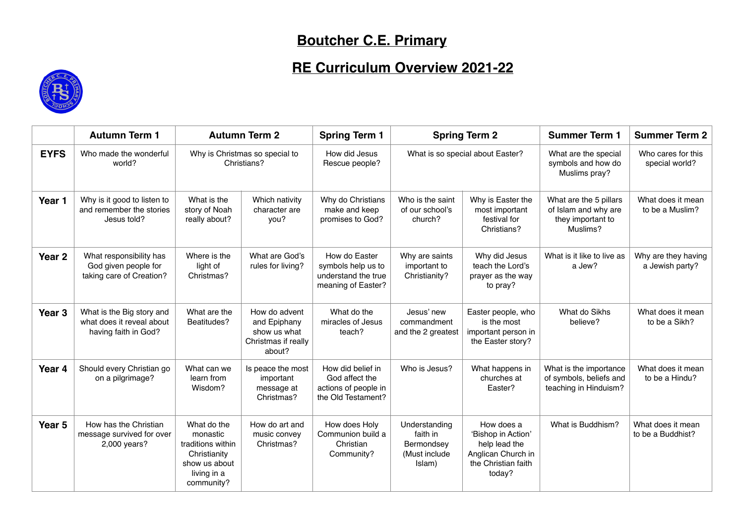# Boutcher C.E. Primary

## RE Curriculum Overview 2021-22

| | Autumn Term 1 | Autumn Term 2 | | Spring Term 1 | Spring Term 2 | | Summer Term 1 | Summer Term 2 |
|---|---|---|---|---|---|---|---|---|
| **EYFS** | Who made the wonderful world? | Why is Christmas so special to Christians? | | How did Jesus Rescue people? | What is so special about Easter? | | What are the special symbols and how do Muslims pray? | Who cares for this special world? |
| **Year 1** | Why is it good to listen to and remember the stories Jesus told? | What is the story of Noah really about? | Which nativity character are you? | Why do Christians make and keep promises to God? | Who is the saint of our school's church? | Why is Easter the most important festival for Christians? | What are the 5 pillars of Islam and why are they important to Muslims? | What does it mean to be a Muslim? |
| **Year 2** | What responsibility has God given people for taking care of Creation? | Where is the light of Christmas? | What are God's rules for living? | How do Easter symbols help us to understand the true meaning of Easter? | Why are saints important to Christianity? | Why did Jesus teach the Lord's prayer as the way to pray? | What is it like to live as a Jew? | Why are they having a Jewish party? |
| **Year 3** | What is the Big story and what does it reveal about having faith in God? | What are the Beatitudes? | How do advent and Epiphany show us what Christmas if really about? | What do the miracles of Jesus teach? | Jesus' new commandment and the 2 greatest | Easter people, who is the most important person in the Easter story? | What do Sikhs believe? | What does it mean to be a Sikh? |
| **Year 4** | Should every Christian go on a pilgrimage? | What can we learn from Wisdom? | Is peace the most important message at Christmas? | How did belief in God affect the actions of people in the Old Testament? | Who is Jesus? | What happens in churches at Easter? | What is the importance of symbols, beliefs and teaching in Hinduism? | What does it mean to be a Hindu? |
| **Year 5** | How has the Christian message survived for over 2,000 years? | What do the monastic traditions within Christianity show us about living in a community? | How do art and music convey Christmas? | How does Holy Communion build a Christian Community? | Understanding faith in Bermondsey (Must include Islam) | How does a 'Bishop in Action' help lead the Anglican Church in the Christian faith today? | What is Buddhism? | What does it mean to be a Buddhist? |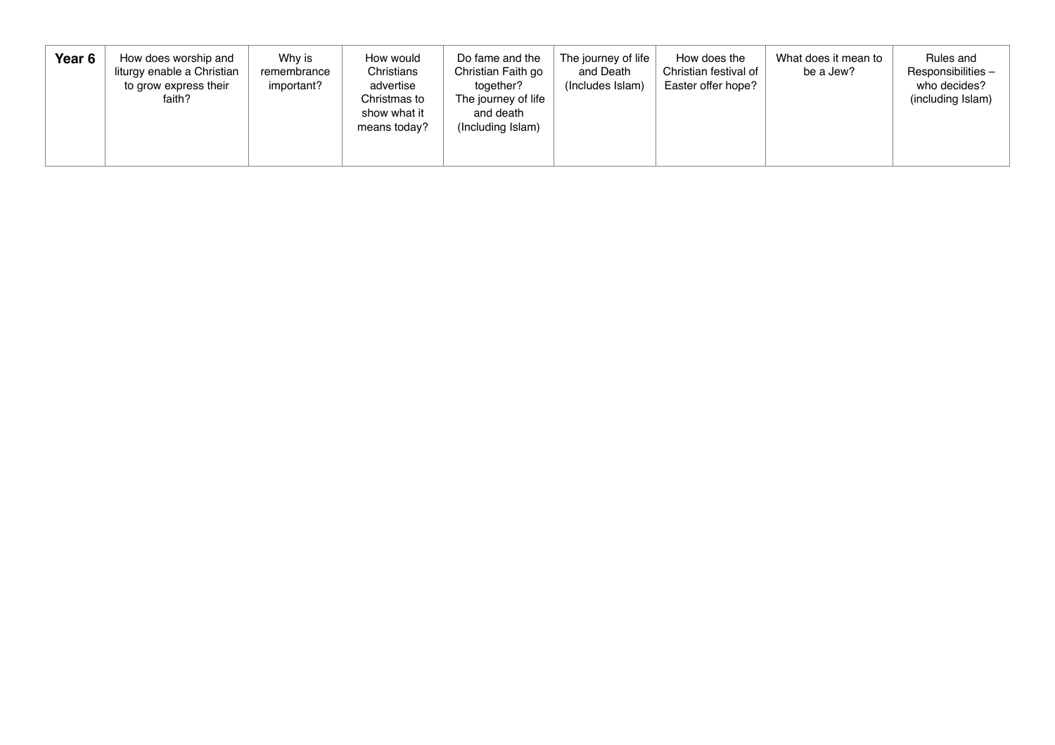| | | | | | | | | |
|---|---|---|---|---|---|---|---|---|
| **Year 6** | How does worship and liturgy enable a Christian to grow express their faith? | Why is remembrance important? | How would Christians advertise Christmas to show what it means today? | Do fame and the Christian Faith go together? The journey of life and death (Including Islam) | The journey of life and Death (Includes Islam) | How does the Christian festival of Easter offer hope? | What does it mean to be a Jew? | Rules and Responsibilities – who decides? (including Islam) |